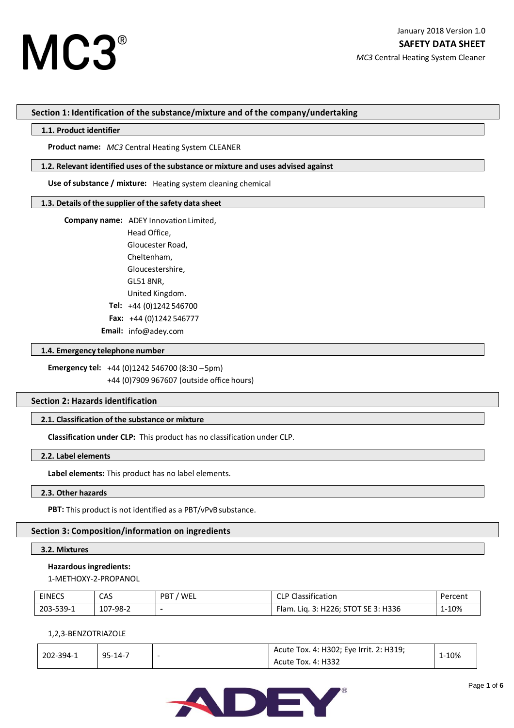# MC3®

January 2018 Version 1.0

**SAFETY DATA SHEET**

*MC3* Central Heating System Cleaner

## Section 1: Identification of the substance/mixture and of the company/undertaking

### 1.1. Product identifier

**Product name:** *MC3* Central Heating System CLEANER

### 1.2. Relevant identified uses of the substance or mixture and uses advised against

**Use of substance / mixture:** Heating system cleaning chemical

### 1.3. Details of the supplier of the safety data sheet

**Company name:** ADEY Innovation Limited,
Head Office,
Gloucester Road,
Cheltenham,
Gloucestershire,
GL51 8NR,
United Kingdom.

**Tel:** +44 (0)1242 546700

**Fax:** +44 (0)1242 546777

**Email:** info@adey.com

### 1.4. Emergency telephone number

**Emergency tel:** +44 (0)1242 546700 (8:30 –5pm)
+44 (0)7909 967607 (outside office hours)

## Section 2: Hazards identification

### 2.1. Classification of the substance or mixture

**Classification under CLP:** This product has no classification under CLP.

### 2.2. Label elements

**Label elements:** This product has no label elements.

### 2.3. Other hazards

**PBT:** This product is not identified as a PBT/vPvB substance.

## Section 3: Composition/information on ingredients

### 3.2. Mixtures

**Hazardous ingredients:**

1-METHOXY-2-PROPANOL

| EINECS | CAS | PBT / WEL | CLP Classification | Percent |
|---|---|---|---|---|
| 203-539-1 | 107-98-2 | - | Flam. Liq. 3: H226; STOT SE 3: H336 | 1-10% |

1,2,3-BENZOTRIAZOLE

| EINECS | CAS | PBT / WEL | CLP Classification | Percent |
|---|---|---|---|---|
| 202-394-1 | 95-14-7 | - | Acute Tox. 4: H302; Eye Irrit. 2: H319; Acute Tox. 4: H332 | 1-10% |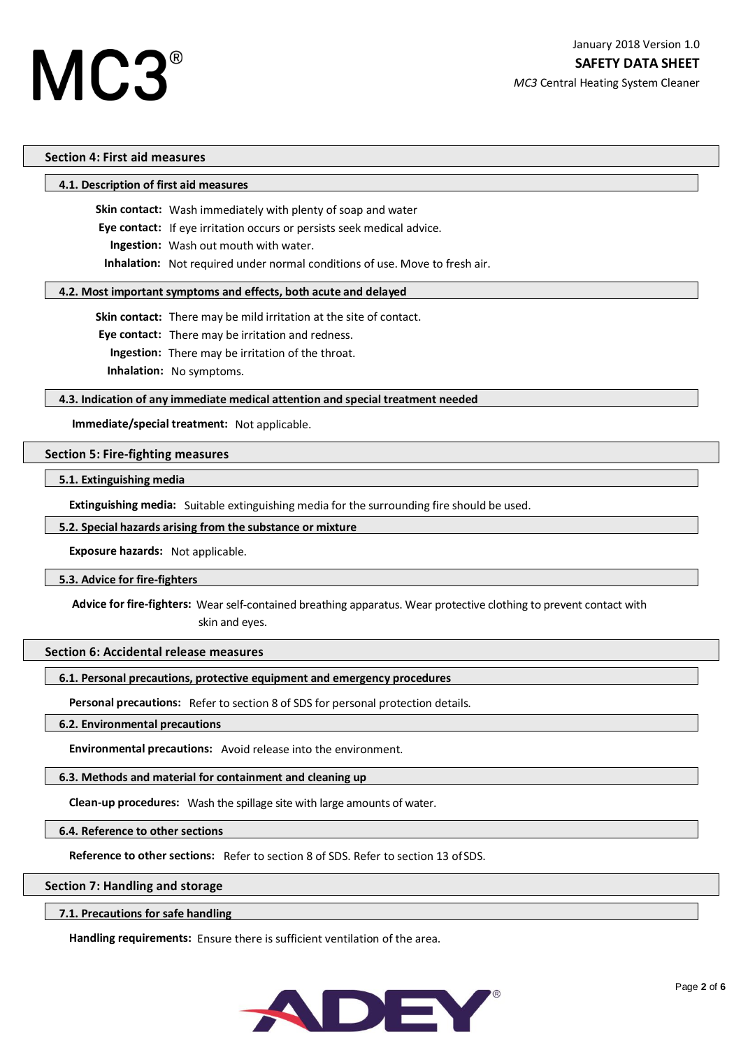## Section 4: First aid measures

### 4.1. Description of first aid measures

**Skin contact:** Wash immediately with plenty of soap and water

**Eye contact:** If eye irritation occurs or persists seek medical advice.

**Ingestion:** Wash out mouth with water.

**Inhalation:** Not required under normal conditions of use. Move to fresh air.

### 4.2. Most important symptoms and effects, both acute and delayed

**Skin contact:** There may be mild irritation at the site of contact.

**Eye contact:** There may be irritation and redness.

**Ingestion:** There may be irritation of the throat.

**Inhalation:** No symptoms.

### 4.3. Indication of any immediate medical attention and special treatment needed

**Immediate/special treatment:** Not applicable.

## Section 5: Fire-fighting measures

### 5.1. Extinguishing media

**Extinguishing media:** Suitable extinguishing media for the surrounding fire should be used.

### 5.2. Special hazards arising from the substance or mixture

**Exposure hazards:** Not applicable.

### 5.3. Advice for fire-fighters

**Advice for fire-fighters:** Wear self-contained breathing apparatus. Wear protective clothing to prevent contact with skin and eyes.

## Section 6: Accidental release measures

### 6.1. Personal precautions, protective equipment and emergency procedures

**Personal precautions:** Refer to section 8 of SDS for personal protection details.

### 6.2. Environmental precautions

**Environmental precautions:** Avoid release into the environment.

### 6.3. Methods and material for containment and cleaning up

**Clean-up procedures:** Wash the spillage site with large amounts of water.

### 6.4. Reference to other sections

**Reference to other sections:** Refer to section 8 of SDS. Refer to section 13 of SDS.

## Section 7: Handling and storage

### 7.1. Precautions for safe handling

**Handling requirements:** Ensure there is sufficient ventilation of the area.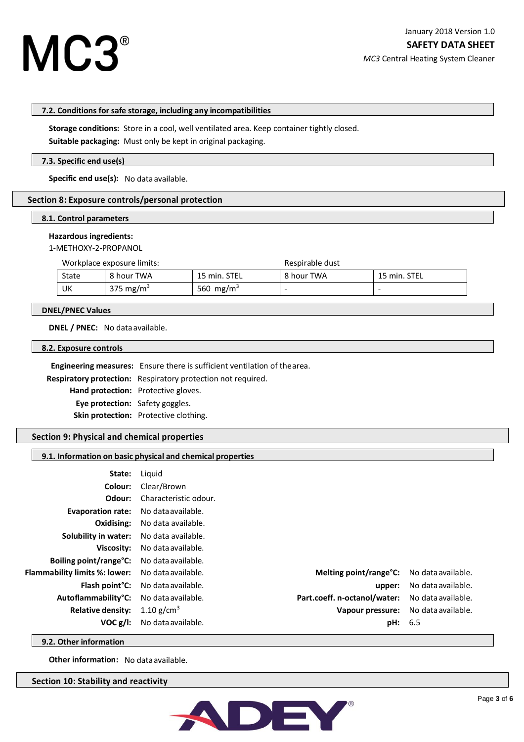### 7.2. Conditions for safe storage, including any incompatibilities

**Storage conditions:** Store in a cool, well ventilated area. Keep container tightly closed.

**Suitable packaging:** Must only be kept in original packaging.

### 7.3. Specific end use(s)

**Specific end use(s):** No data available.

## Section 8: Exposure controls/personal protection

### 8.1. Control parameters

**Hazardous ingredients:**

1-METHOXY-2-PROPANOL

| Workplace exposure limits: | | | Respirable dust | |
|---|---|---|---|---|
| State | 8 hour TWA | 15 min. STEL | 8 hour TWA | 15 min. STEL |
| UK | 375 $mg/m^3$ | 560 $mg/m^3$ | - | - |

### DNEL/PNEC Values

**DNEL / PNEC:** No data available.

### 8.2. Exposure controls

**Engineering measures:** Ensure there is sufficient ventilation of the area.

**Respiratory protection:** Respiratory protection not required.

**Hand protection:** Protective gloves.

**Eye protection:** Safety goggles.

**Skin protection:** Protective clothing.

## Section 9: Physical and chemical properties

### 9.1. Information on basic physical and chemical properties

**State:** Liquid

**Colour:** Clear/Brown

**Odour:** Characteristic odour.

**Evaporation rate:** No data available.

**Oxidising:** No data available.

**Solubility in water:** No data available.

**Viscosity:** No data available.

**Boiling point/range°C:** No data available.

**Flammability limits %: lower:** No data available.

**upper:** No data available.

**Flash point°C:** No data available.

**Autoflammability°C:** No data available.

**Relative density:** 1.10 $g/cm^3$

**VOC g/l:** No data available.

**Melting point/range°C:** No data available.

**Part.coeff. n-octanol/water:** No data available.

**Vapour pressure:** No data available.

**pH:** 6.5

### 9.2. Other information

**Other information:** No data available.

## Section 10: Stability and reactivity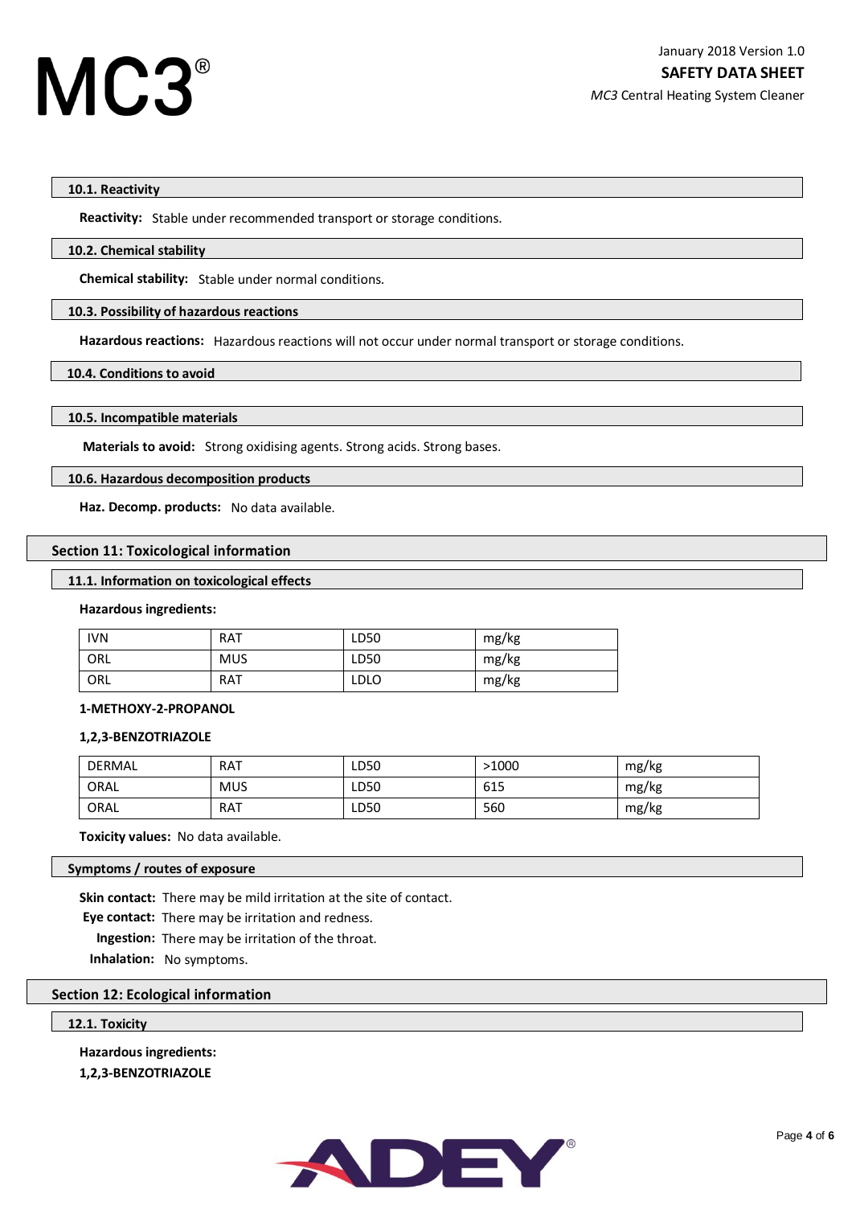#### 10.1. Reactivity

**Reactivity:** Stable under recommended transport or storage conditions.

#### 10.2. Chemical stability

**Chemical stability:** Stable under normal conditions.

#### 10.3. Possibility of hazardous reactions

**Hazardous reactions:** Hazardous reactions will not occur under normal transport or storage conditions.

#### 10.4. Conditions to avoid

#### 10.5. Incompatible materials

**Materials to avoid:** Strong oxidising agents. Strong acids. Strong bases.

#### 10.6. Hazardous decomposition products

**Haz. Decomp. products:** No data available.

## Section 11: Toxicological information

#### 11.1. Information on toxicological effects

**Hazardous ingredients:**

| IVN | RAT | LD50 | mg/kg |
|---|---|---|---|
| ORL | MUS | LD50 | mg/kg |
| ORL | RAT | LDLO | mg/kg |

**1-METHOXY-2-PROPANOL**

**1,2,3-BENZOTRIAZOLE**

| DERMAL | RAT | LD50 | >1000 | mg/kg |
|---|---|---|---|---|
| ORAL | MUS | LD50 | 615 | mg/kg |
| ORAL | RAT | LD50 | 560 | mg/kg |

**Toxicity values:** No data available.

#### Symptoms / routes of exposure

**Skin contact:** There may be mild irritation at the site of contact.

**Eye contact:** There may be irritation and redness.

**Ingestion:** There may be irritation of the throat.

**Inhalation:** No symptoms.

## Section 12: Ecological information

#### 12.1. Toxicity

**Hazardous ingredients:**

**1,2,3-BENZOTRIAZOLE**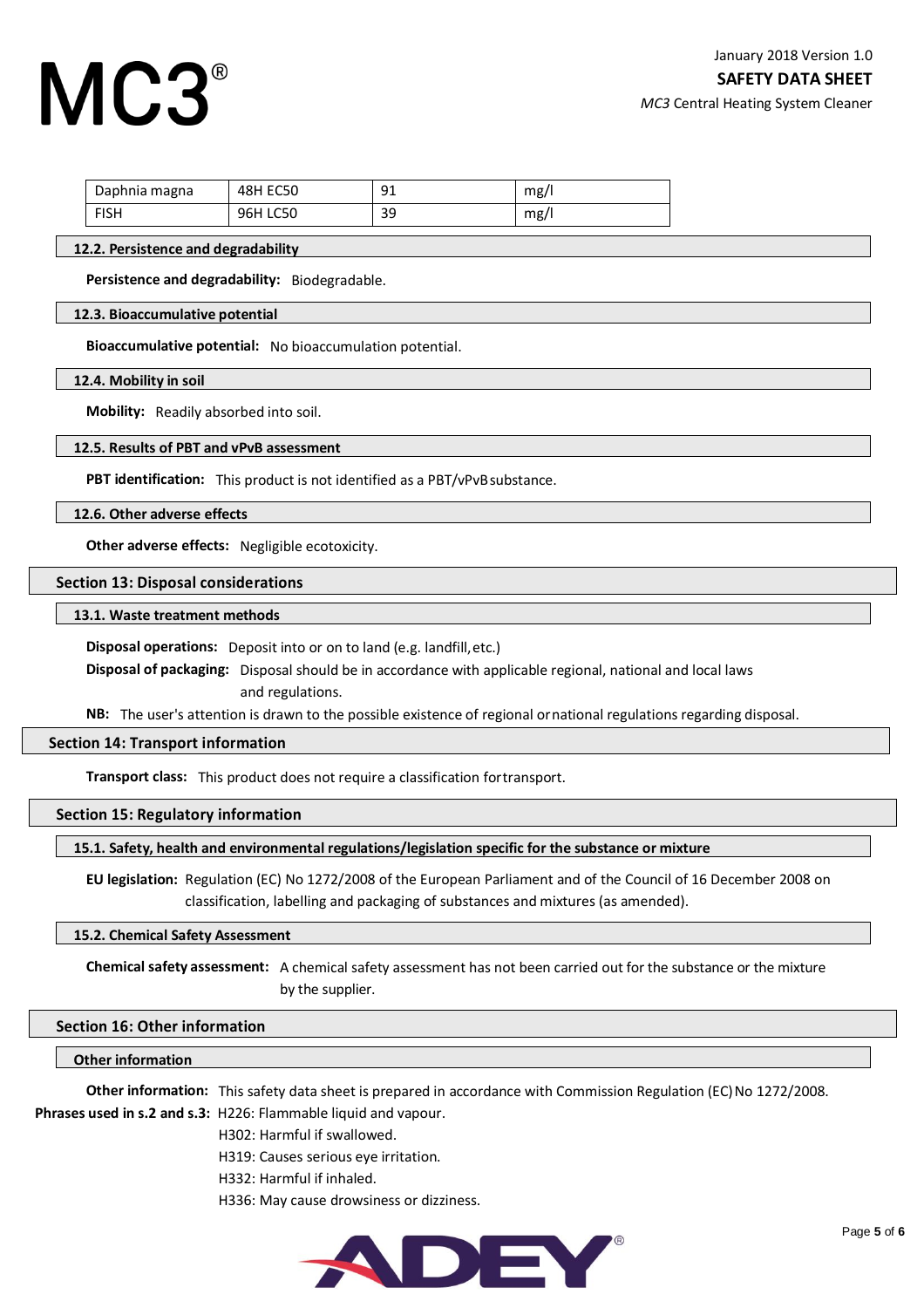| Daphnia magna | 48H EC50 | 91 | mg/l |
|---|---|---|---|
| FISH | 96H LC50 | 39 | mg/l |

### 12.2. Persistence and degradability

**Persistence and degradability:** Biodegradable.

### 12.3. Bioaccumulative potential

**Bioaccumulative potential:** No bioaccumulation potential.

### 12.4. Mobility in soil

**Mobility:** Readily absorbed into soil.

### 12.5. Results of PBT and vPvB assessment

**PBT identification:** This product is not identified as a PBT/vPvB substance.

### 12.6. Other adverse effects

**Other adverse effects:** Negligible ecotoxicity.

## Section 13: Disposal considerations

### 13.1. Waste treatment methods

**Disposal operations:** Deposit into or on to land (e.g. landfill, etc.)

**Disposal of packaging:** Disposal should be in accordance with applicable regional, national and local laws and regulations.

**NB:** The user's attention is drawn to the possible existence of regional or national regulations regarding disposal.

## Section 14: Transport information

**Transport class:** This product does not require a classification for transport.

## Section 15: Regulatory information

### 15.1. Safety, health and environmental regulations/legislation specific for the substance or mixture

**EU legislation:** Regulation (EC) No 1272/2008 of the European Parliament and of the Council of 16 December 2008 on classification, labelling and packaging of substances and mixtures (as amended).

### 15.2. Chemical Safety Assessment

**Chemical safety assessment:** A chemical safety assessment has not been carried out for the substance or the mixture by the supplier.

## Section 16: Other information

### Other information

**Other information:** This safety data sheet is prepared in accordance with Commission Regulation (EC) No 1272/2008.

**Phrases used in s.2 and s.3:** H226: Flammable liquid and vapour.
H302: Harmful if swallowed.
H319: Causes serious eye irritation.
H332: Harmful if inhaled.
H336: May cause drowsiness or dizziness.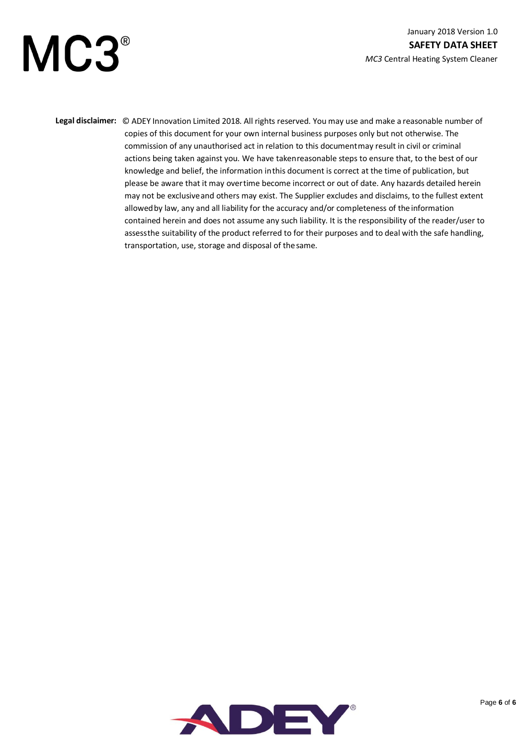**Legal disclaimer:** © ADEY Innovation Limited 2018. All rights reserved. You may use and make a reasonable number of copies of this document for your own internal business purposes only but not otherwise. The commission of any unauthorised act in relation to this document may result in civil or criminal actions being taken against you. We have taken reasonable steps to ensure that, to the best of our knowledge and belief, the information in this document is correct at the time of publication, but please be aware that it may over time become incorrect or out of date. Any hazards detailed herein may not be exclusive and others may exist. The Supplier excludes and disclaims, to the fullest extent allowed by law, any and all liability for the accuracy and/or completeness of the information contained herein and does not assume any such liability. It is the responsibility of the reader/user to assess the suitability of the product referred to for their purposes and to deal with the safe handling, transportation, use, storage and disposal of the same.